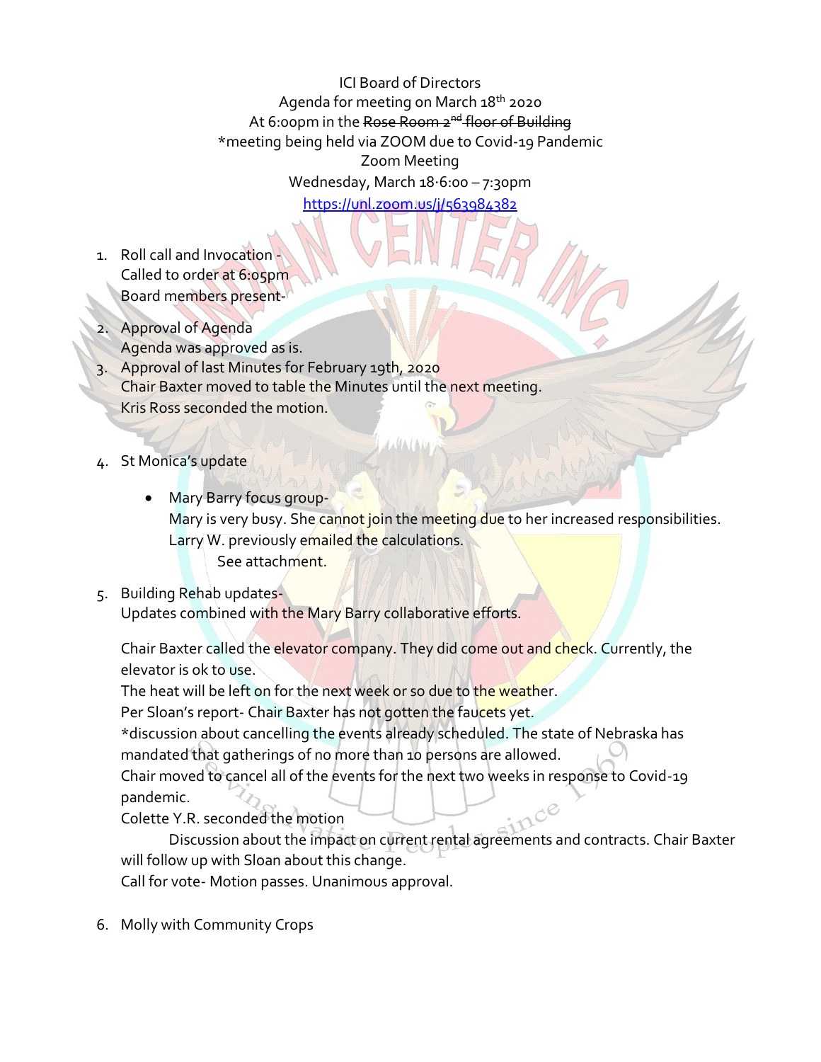ICI Board of Directors
Agenda for meeting on March 18th 2020
At 6:00pm in the ~~Rose Room 2nd floor of Building~~
*meeting being held via ZOOM due to Covid-19 Pandemic
Zoom Meeting
Wednesday, March 18·6:00 – 7:30pm
https://unl.zoom.us/j/563984382

1. Roll call and Invocation -
   Called to order at 6:05pm
   Board members present-
2. Approval of Agenda
   Agenda was approved as is.
3. Approval of last Minutes for February 19th, 2020
   Chair Baxter moved to table the Minutes until the next meeting.
   Kris Ross seconded the motion.
4. St Monica's update
   - Mary Barry focus group-
     Mary is very busy. She cannot join the meeting due to her increased responsibilities.
     Larry W. previously emailed the calculations.
     See attachment.
5. Building Rehab updates-
   Updates combined with the Mary Barry collaborative efforts.

   Chair Baxter called the elevator company. They did come out and check. Currently, the elevator is ok to use.
   The heat will be left on for the next week or so due to the weather.
   Per Sloan's report- Chair Baxter has not gotten the faucets yet.
   *discussion about cancelling the events already scheduled. The state of Nebraska has mandated that gatherings of no more than 10 persons are allowed.
   Chair moved to cancel all of the events for the next two weeks in response to Covid-19 pandemic.
   Colette Y.R. seconded the motion
   Discussion about the impact on current rental agreements and contracts. Chair Baxter will follow up with Sloan about this change.
   Call for vote- Motion passes. Unanimous approval.

6. Molly with Community Crops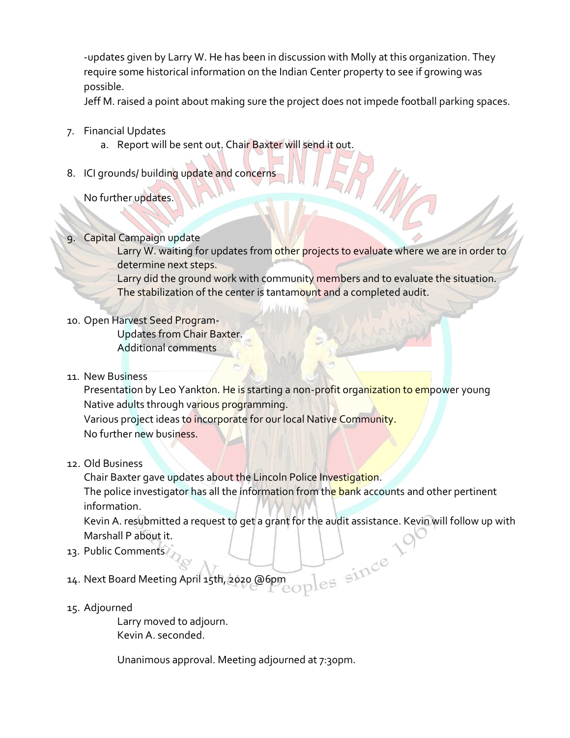-updates given by Larry W. He has been in discussion with Molly at this organization. They require some historical information on the Indian Center property to see if growing was possible.

Jeff M. raised a point about making sure the project does not impede football parking spaces.

7. Financial Updates
    a. Report will be sent out. Chair Baxter will send it out.

8. ICI grounds/ building update and concerns

   No further updates.

9. Capital Campaign update

   Larry W. waiting for updates from other projects to evaluate where we are in order to determine next steps.

   Larry did the ground work with community members and to evaluate the situation.

   The stabilization of the center is tantamount and a completed audit.

10. Open Harvest Seed Program-

    Updates from Chair Baxter.

    Additional comments

11. New Business

    Presentation by Leo Yankton. He is starting a non-profit organization to empower young Native adults through various programming.

    Various project ideas to incorporate for our local Native Community.

    No further new business.

12. Old Business

    Chair Baxter gave updates about the Lincoln Police Investigation.

    The police investigator has all the information from the bank accounts and other pertinent information.

    Kevin A. resubmitted a request to get a grant for the audit assistance. Kevin will follow up with Marshall P about it.

13. Public Comments

14. Next Board Meeting April 15th, 2020 @6pm

15. Adjourned

    Larry moved to adjourn.

    Kevin A. seconded.

    Unanimous approval. Meeting adjourned at 7:30pm.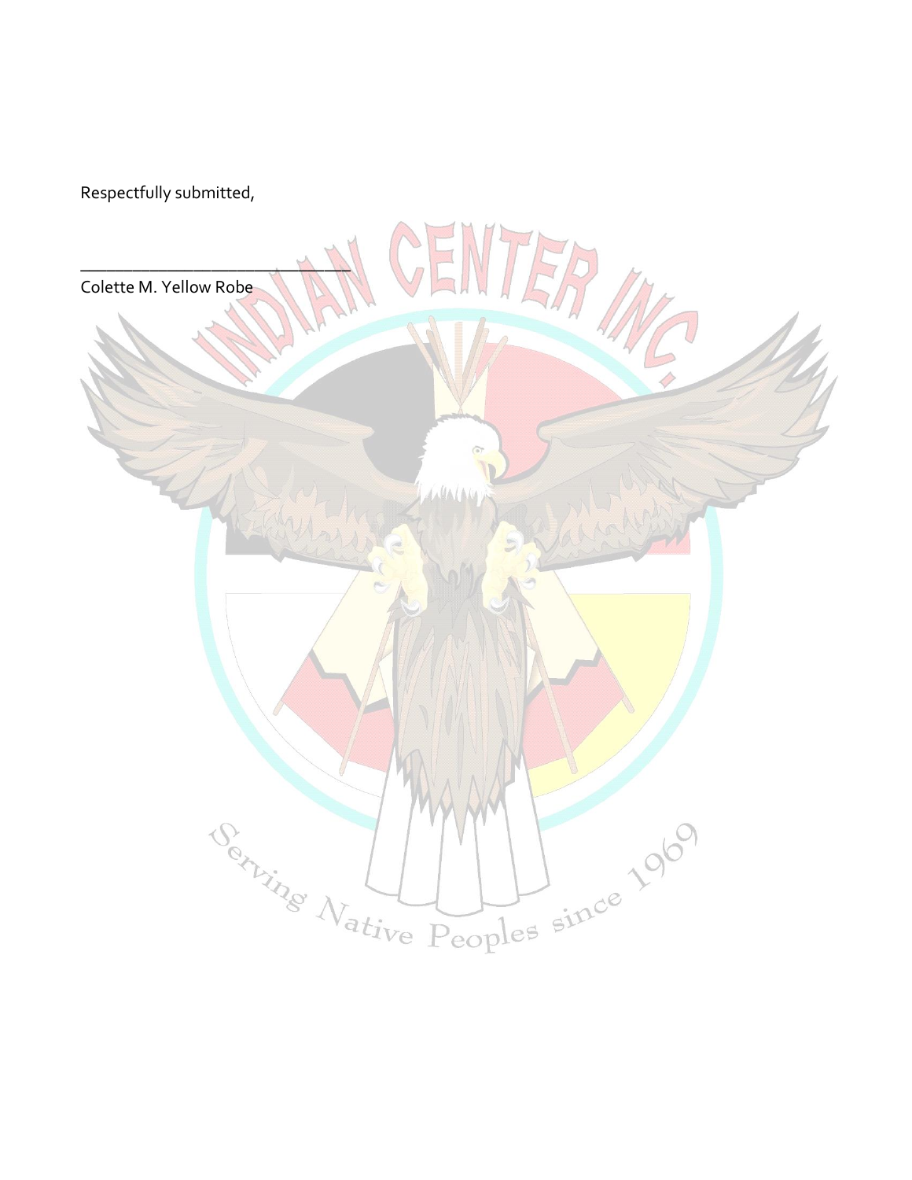Respectfully submitted,

\_\_\_\_\_\_\_\_\_\_\_\_\_\_\_\_\_\_\_\_\_\_\_\_\_\_\_\_\_\_\_\_

Colette M. Yellow Robe